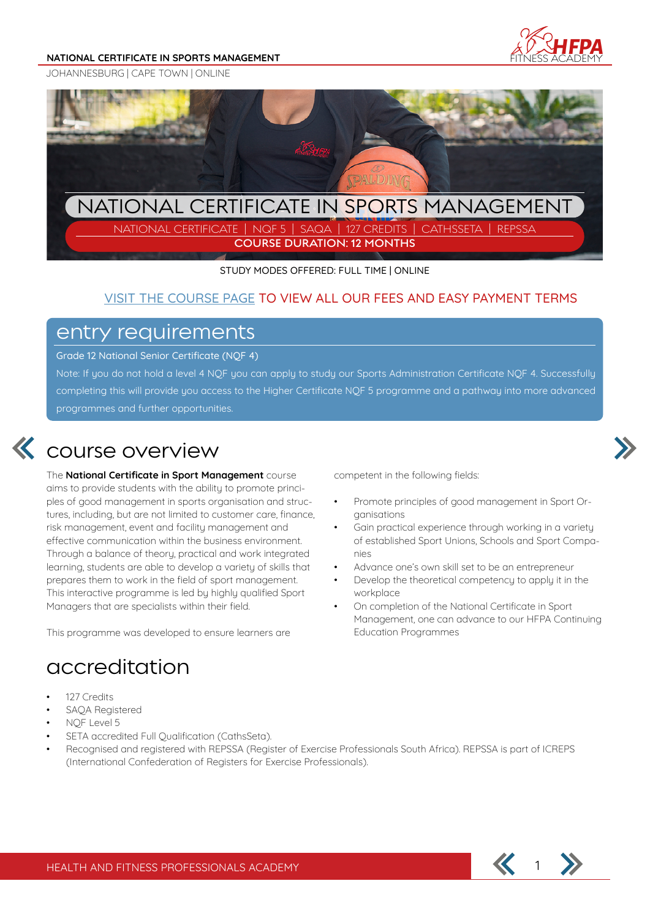NATIONAL CERTIFICATE IN SPORTS MANAGEMENT

JOHANNESBURG | CAPE TOWN | ONLINE

# NATIONAL CERTIFICATE IN SPORTS MANAGEMENT

NATIONAL CERTIFICATE | NQF 5 | SAQA | 127 CREDITS | CATHSSETA | REPSSA

**COURSE DURATION: 12 MONTHS**

STUDY MODES OFFERED: FULL TIME | ONLINE

VISIT THE COURSE PAGE TO VIEW ALL OUR FEES AND EASY PAYMENT TERMS

## entry requirements

Grade 12 National Senior Certificate (NQF 4)

Note: If you do not hold a level 4 NQF you can apply to study our Sports Administration Certificate NQF 4. Successfully completing this will provide you access to the Higher Certificate NQF 5 programme and a pathway into more advanced programmes and further opportunities.

## course overview

The **National Certificate in Sport Management** course aims to provide students with the ability to promote principles of good management in sports organisation and structures, including, but are not limited to customer care, finance, risk management, event and facility management and effective communication within the business environment. Through a balance of theory, practical and work integrated learning, students are able to develop a variety of skills that prepares them to work in the field of sport management. This interactive programme is led by highly qualified Sport Managers that are specialists within their field.

This programme was developed to ensure learners are competent in the following fields:

- Promote principles of good management in Sport Organisations
- Gain practical experience through working in a variety of established Sport Unions, Schools and Sport Companies
- Advance one's own skill set to be an entrepreneur
- Develop the theoretical competency to apply it in the workplace
- On completion of the National Certificate in Sport Management, one can advance to our HFPA Continuing Education Programmes

## accreditation

- 127 Credits
- SAQA Registered
- NQF Level 5
- SETA accredited Full Qualification (CathsSeta).
- Recognised and registered with REPSSA (Register of Exercise Professionals South Africa). REPSSA is part of ICREPS (International Confederation of Registers for Exercise Professionals).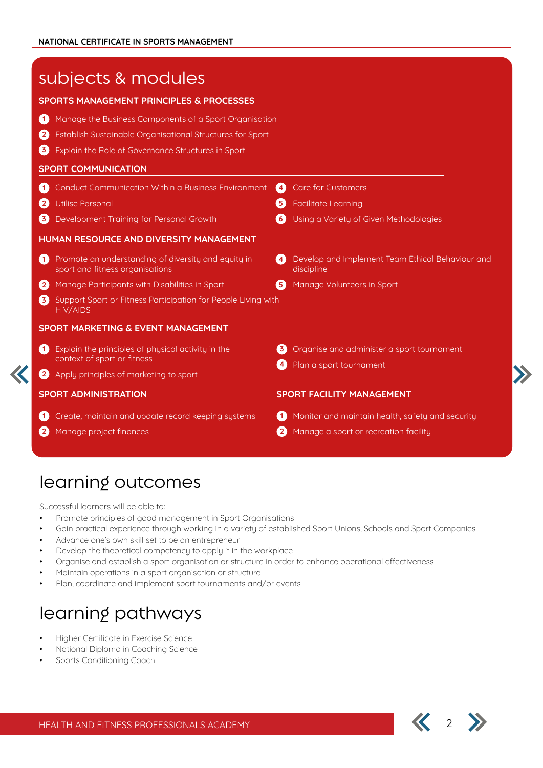## subjects & modules

### SPORTS MANAGEMENT PRINCIPLES & PROCESSES

1. Manage the Business Components of a Sport Organisation
2. Establish Sustainable Organisational Structures for Sport
3. Explain the Role of Governance Structures in Sport

### SPORT COMMUNICATION

1. Conduct Communication Within a Business Environment
2. Utilise Personal
3. Development Training for Personal Growth
4. Care for Customers
5. Facilitate Learning
6. Using a Variety of Given Methodologies

### HUMAN RESOURCE AND DIVERSITY MANAGEMENT

1. Promote an understanding of diversity and equity in sport and fitness organisations
2. Manage Participants with Disabilities in Sport
3. Support Sport or Fitness Participation for People Living with HIV/AIDS
4. Develop and Implement Team Ethical Behaviour and discipline
5. Manage Volunteers in Sport

### SPORT MARKETING & EVENT MANAGEMENT

1. Explain the principles of physical activity in the context of sport or fitness
2. Apply principles of marketing to sport
3. Organise and administer a sport tournament
4. Plan a sport tournament

### SPORT ADMINISTRATION

1. Create, maintain and update record keeping systems
2. Manage project finances

### SPORT FACILITY MANAGEMENT

1. Monitor and maintain health, safety and security
2. Manage a sport or recreation facility

## learning outcomes

Successful learners will be able to:

- Promote principles of good management in Sport Organisations
- Gain practical experience through working in a variety of established Sport Unions, Schools and Sport Companies
- Advance one's own skill set to be an entrepreneur
- Develop the theoretical competency to apply it in the workplace
- Organise and establish a sport organisation or structure in order to enhance operational effectiveness
- Maintain operations in a sport organisation or structure
- Plan, coordinate and implement sport tournaments and/or events

## learning pathways

- Higher Certificate in Exercise Science
- National Diploma in Coaching Science
- Sports Conditioning Coach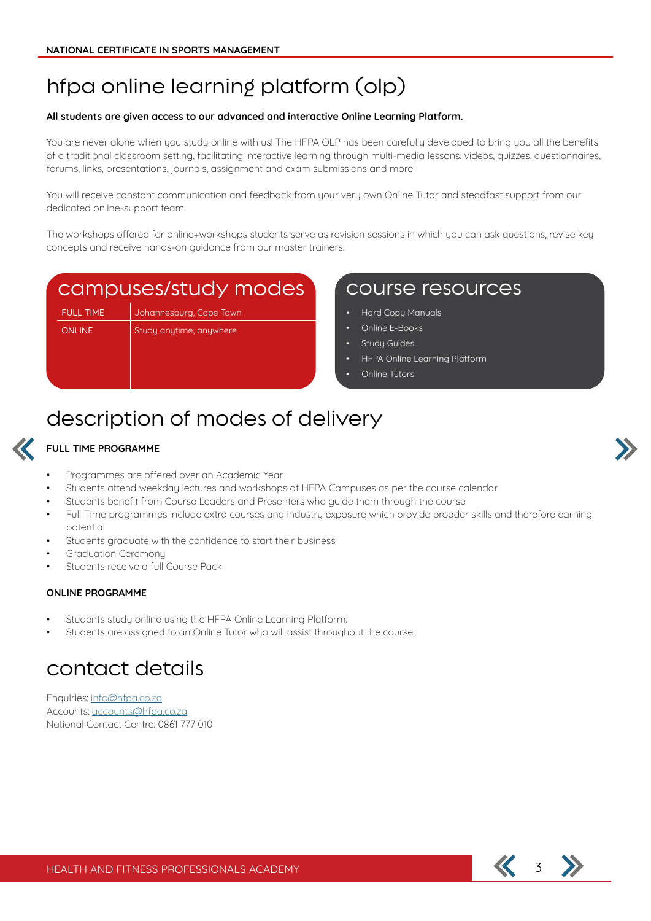# hfpa online learning platform (olp)

**All students are given access to our advanced and interactive Online Learning Platform.**

You are never alone when you study online with us! The HFPA OLP has been carefully developed to bring you all the benefits of a traditional classroom setting, facilitating interactive learning through multi-media lessons, videos, quizzes, questionnaires, forums, links, presentations, journals, assignment and exam submissions and more!

You will receive constant communication and feedback from your very own Online Tutor and steadfast support from our dedicated online-support team.

The workshops offered for online+workshops students serve as revision sessions in which you can ask questions, revise key concepts and receive hands-on guidance from our master trainers.

## campuses/study modes

| | |
|---|---|
| FULL TIME | Johannesburg, Cape Town |
| ONLINE | Study anytime, anywhere |

## course resources

- Hard Copy Manuals
- Online E-Books
- Study Guides
- HFPA Online Learning Platform
- Online Tutors

# description of modes of delivery

**FULL TIME PROGRAMME**

- Programmes are offered over an Academic Year
- Students attend weekday lectures and workshops at HFPA Campuses as per the course calendar
- Students benefit from Course Leaders and Presenters who guide them through the course
- Full Time programmes include extra courses and industry exposure which provide broader skills and therefore earning potential
- Students graduate with the confidence to start their business
- Graduation Ceremony
- Students receive a full Course Pack

**ONLINE PROGRAMME**

- Students study online using the HFPA Online Learning Platform.
- Students are assigned to an Online Tutor who will assist throughout the course.

# contact details

Enquiries: info@hfpa.co.za
Accounts: accounts@hfpa.co.za
National Contact Centre: 0861 777 010